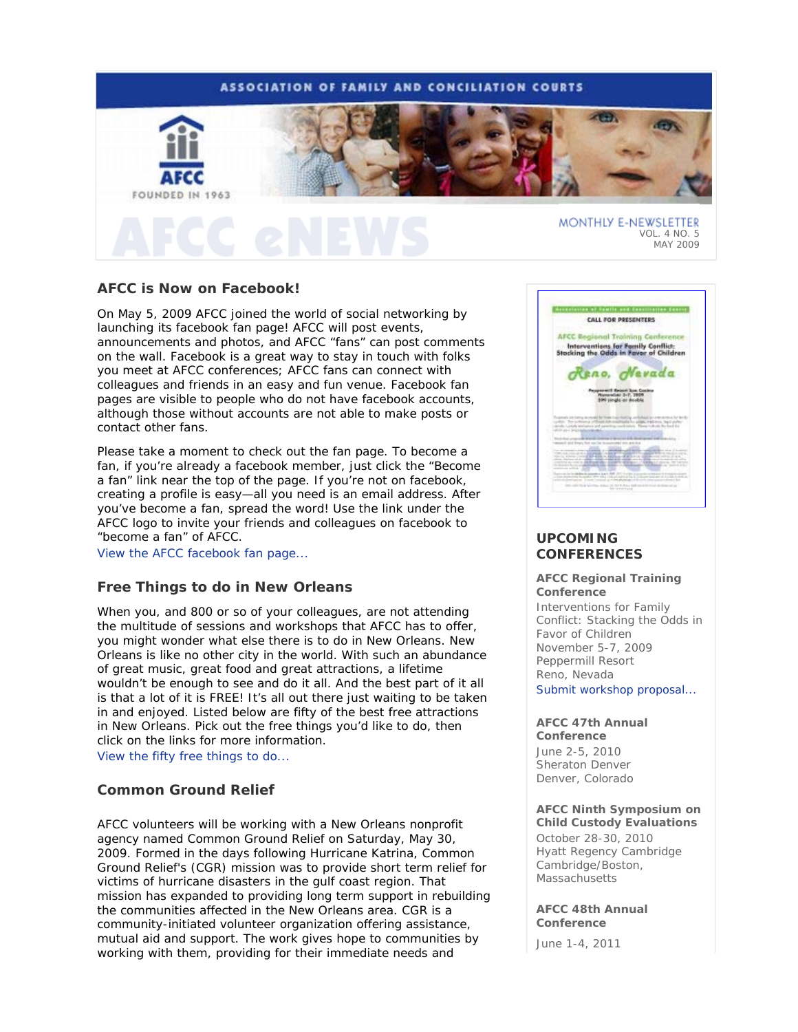ASSOCIATION OF FAMILY AND CONCILIATION COURTS

AFCC

FOUNDED IN 1963

# AFCC eNEWS

MONTHLY E-NEWSLETTER
VOL. 4 NO. 5
MAY 2009

## AFCC is Now on Facebook!

On May 5, 2009 AFCC joined the world of social networking by launching its facebook fan page! AFCC will post events, announcements and photos, and AFCC "fans" can post comments on the wall. Facebook is a great way to stay in touch with folks you meet at AFCC conferences; AFCC fans can connect with colleagues and friends in an easy and fun venue. Facebook fan pages are visible to people who do not have facebook accounts, although those without accounts are not able to make posts or contact other fans.

Please take a moment to check out the fan page. To become a fan, if you're already a facebook member, just click the "Become a fan" link near the top of the page. If you're not on facebook, creating a profile is easy—all you need is an email address. After you've become a fan, spread the word! Use the link under the AFCC logo to invite your friends and colleagues on facebook to "become a fan" of AFCC.

View the AFCC facebook fan page...

## Free Things to do in New Orleans

When you, and 800 or so of your colleagues, are not attending the multitude of sessions and workshops that AFCC has to offer, you might wonder what else there is to do in New Orleans. New Orleans is like no other city in the world. With such an abundance of great music, great food and great attractions, a lifetime wouldn't be enough to see and do it all. And the best part of it all is that a lot of it is FREE! It's all out there just waiting to be taken in and enjoyed. Listed below are fifty of the best free attractions in New Orleans. Pick out the free things you'd like to do, then click on the links for more information.

View the fifty free things to do...

## Common Ground Relief

AFCC volunteers will be working with a New Orleans nonprofit agency named Common Ground Relief on Saturday, May 30, 2009. Formed in the days following Hurricane Katrina, Common Ground Relief's (CGR) mission was to provide short term relief for victims of hurricane disasters in the gulf coast region. That mission has expanded to providing long term support in rebuilding the communities affected in the New Orleans area. CGR is a community-initiated volunteer organization offering assistance, mutual aid and support. The work gives hope to communities by working with them, providing for their immediate needs and

## UPCOMING CONFERENCES

**AFCC Regional Training Conference**
Interventions for Family Conflict: Stacking the Odds in Favor of Children
November 5-7, 2009
Peppermill Resort
Reno, Nevada
Submit workshop proposal...

**AFCC 47th Annual Conference**
June 2-5, 2010
Sheraton Denver
Denver, Colorado

**AFCC Ninth Symposium on Child Custody Evaluations**
October 28-30, 2010
Hyatt Regency Cambridge
Cambridge/Boston, Massachusetts

**AFCC 48th Annual Conference**
June 1-4, 2011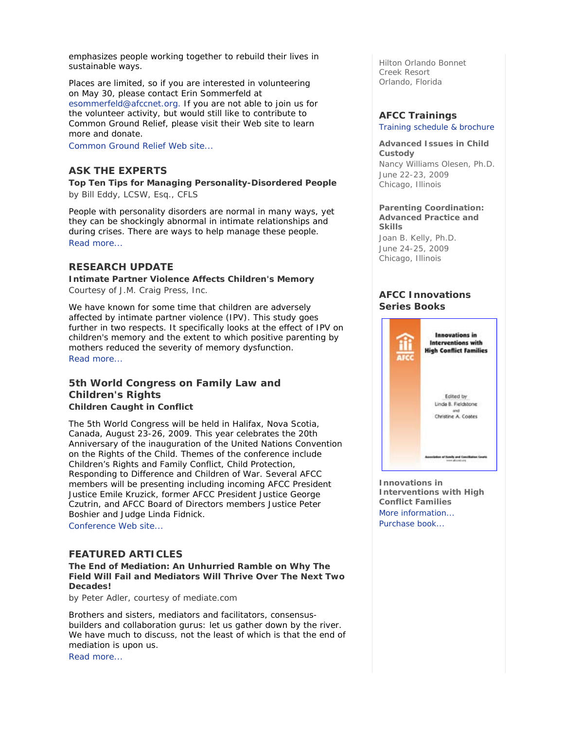emphasizes people working together to rebuild their lives in sustainable ways.

Places are limited, so if you are interested in volunteering on May 30, please contact Erin Sommerfeld at esommerfeld@afccnet.org. If you are not able to join us for the volunteer activity, but would still like to contribute to Common Ground Relief, please visit their Web site to learn more and donate.

Common Ground Relief Web site...

## ASK THE EXPERTS

**Top Ten Tips for Managing Personality-Disordered People**

by Bill Eddy, LCSW, Esq., CFLS

People with personality disorders are normal in many ways, yet they can be shockingly abnormal in intimate relationships and during crises. There are ways to help manage these people.

Read more...

## RESEARCH UPDATE

**Intimate Partner Violence Affects Children's Memory**

Courtesy of J.M. Craig Press, Inc.

We have known for some time that children are adversely affected by intimate partner violence (IPV). This study goes further in two respects. It specifically looks at the effect of IPV on children's memory and the extent to which positive parenting by mothers reduced the severity of memory dysfunction.

Read more...

## 5th World Congress on Family Law and Children's Rights

**Children Caught in Conflict**

The 5th World Congress will be held in Halifax, Nova Scotia, Canada, August 23-26, 2009. This year celebrates the 20th Anniversary of the inauguration of the United Nations Convention on the Rights of the Child. Themes of the conference include Children's Rights and Family Conflict, Child Protection, Responding to Difference and Children of War. Several AFCC members will be presenting including incoming AFCC President Justice Emile Kruzick, former AFCC President Justice George Czutrin, and AFCC Board of Directors members Justice Peter Boshier and Judge Linda Fidnick.

Conference Web site...

## FEATURED ARTICLES

**The End of Mediation: An Unhurried Ramble on Why The Field Will Fail and Mediators Will Thrive Over The Next Two Decades!**

by Peter Adler, courtesy of mediate.com

Brothers and sisters, mediators and facilitators, consensus-builders and collaboration gurus: let us gather down by the river. We have much to discuss, not the least of which is that the end of mediation is upon us.

Read more...

Hilton Orlando Bonnet Creek Resort
Orlando, Florida

## AFCC Trainings

Training schedule & brochure

**Advanced Issues in Child Custody**

Nancy Williams Olesen, Ph.D.
June 22-23, 2009
Chicago, Illinois

**Parenting Coordination: Advanced Practice and Skills**

Joan B. Kelly, Ph.D.
June 24-25, 2009
Chicago, Illinois

## AFCC Innovations Series Books

**Innovations in Interventions with High Conflict Families**

More information...
Purchase book...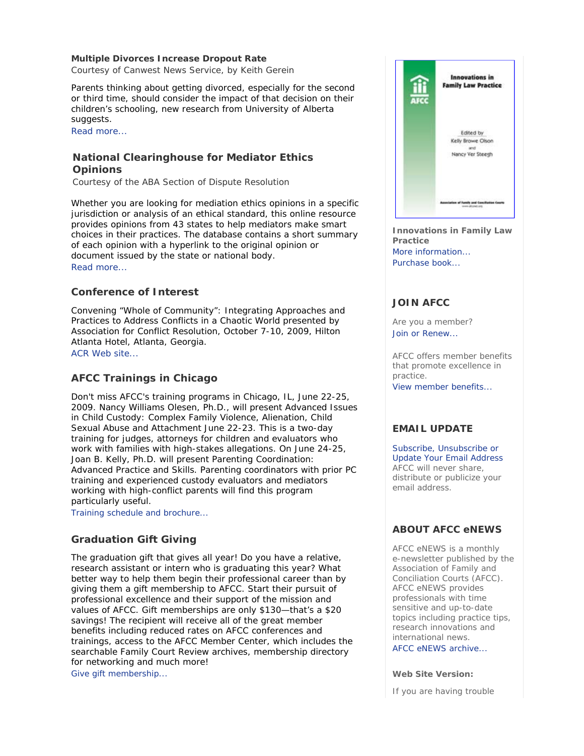**Multiple Divorces Increase Dropout Rate**
Courtesy of Canwest News Service, by Keith Gerein

Parents thinking about getting divorced, especially for the second or third time, should consider the impact of that decision on their children's schooling, new research from University of Alberta suggests.
Read more...

## National Clearinghouse for Mediator Ethics Opinions

Courtesy of the ABA Section of Dispute Resolution

Whether you are looking for mediation ethics opinions in a specific jurisdiction or analysis of an ethical standard, this online resource provides opinions from 43 states to help mediators make smart choices in their practices. The database contains a short summary of each opinion with a hyperlink to the original opinion or document issued by the state or national body.
Read more...

## Conference of Interest

Convening "Whole of Community": Integrating Approaches and Practices to Address Conflicts in a Chaotic World presented by Association for Conflict Resolution, October 7-10, 2009, Hilton Atlanta Hotel, Atlanta, Georgia.
ACR Web site...

## AFCC Trainings in Chicago

Don't miss AFCC's training programs in Chicago, IL, June 22-25, 2009. Nancy Williams Olesen, Ph.D., will present Advanced Issues in Child Custody: Complex Family Violence, Alienation, Child Sexual Abuse and Attachment June 22-23. This is a two-day training for judges, attorneys for children and evaluators who work with families with high-stakes allegations. On June 24-25, Joan B. Kelly, Ph.D. will present Parenting Coordination: Advanced Practice and Skills. Parenting coordinators with prior PC training and experienced custody evaluators and mediators working with high-conflict parents will find this program particularly useful.
Training schedule and brochure...

## Graduation Gift Giving

The graduation gift that gives all year! Do you have a relative, research assistant or intern who is graduating this year? What better way to help them begin their professional career than by giving them a gift membership to AFCC. Start their pursuit of professional excellence and their support of the mission and values of AFCC. Gift memberships are only $130—that's a $20 savings! The recipient will receive all of the great member benefits including reduced rates on AFCC conferences and trainings, access to the AFCC Member Center, which includes the searchable Family Court Review archives, membership directory for networking and much more!
Give gift membership...

**Innovations in Family Law Practice**
More information...
Purchase book...

## JOIN AFCC

Are you a member?
Join or Renew...

AFCC offers member benefits that promote excellence in practice.
View member benefits...

## EMAIL UPDATE

Subscribe, Unsubscribe or Update Your Email Address
AFCC will never share, distribute or publicize your email address.

## ABOUT AFCC eNEWS

AFCC eNEWS is a monthly e-newsletter published by the Association of Family and Conciliation Courts (AFCC). AFCC eNEWS provides professionals with time sensitive and up-to-date topics including practice tips, research innovations and international news.
AFCC eNEWS archive...

**Web Site Version:**

If you are having trouble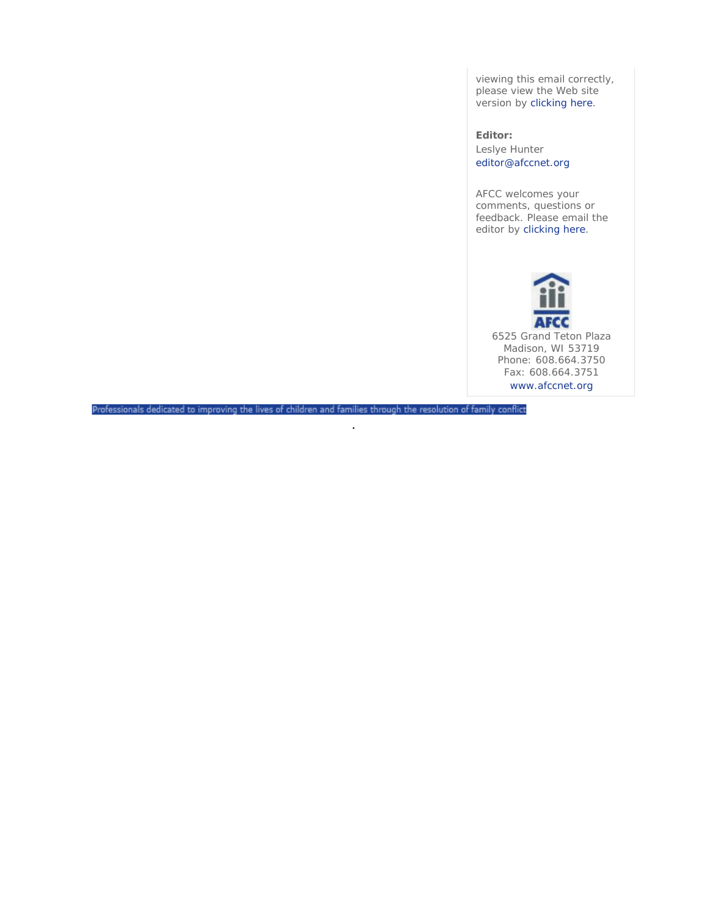viewing this email correctly, please view the Web site version by clicking here.

**Editor:**
Leslye Hunter
editor@afccnet.org

AFCC welcomes your comments, questions or feedback. Please email the editor by clicking here.

AFCC

6525 Grand Teton Plaza
Madison, WI 53719
Phone: 608.664.3750
Fax: 608.664.3751
www.afccnet.org

Professionals dedicated to improving the lives of children and families through the resolution of family conflict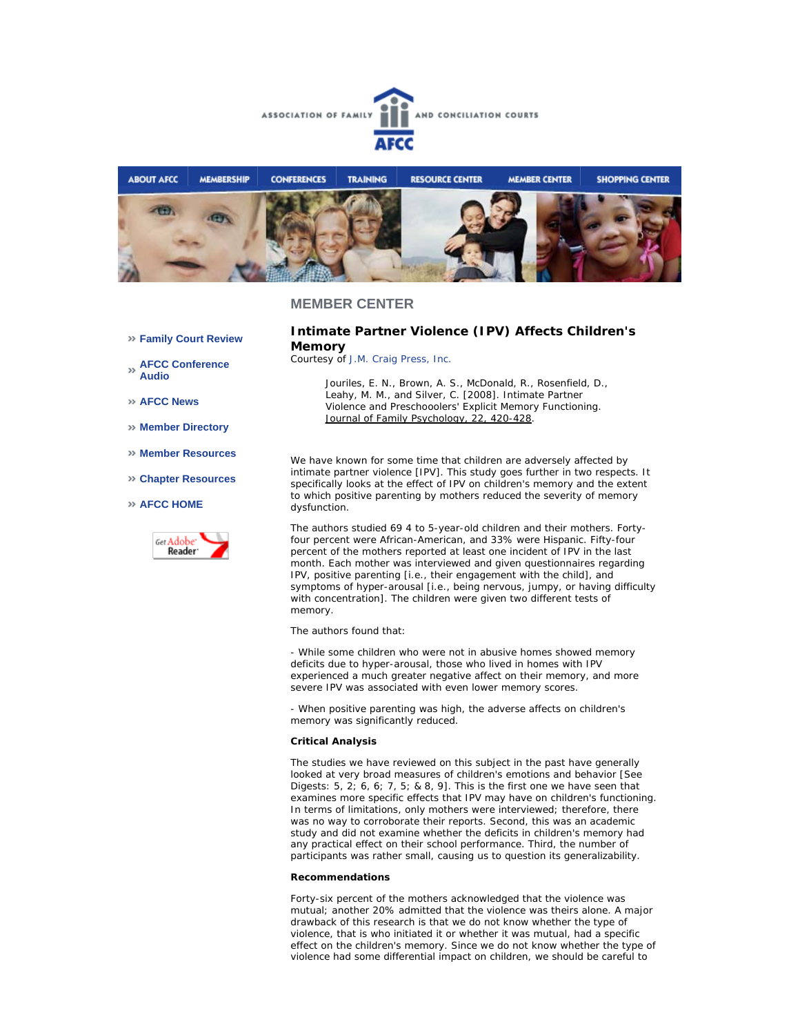ASSOCIATION OF FAMILY AND CONCILIATION COURTS

AFCC

ABOUT AFCC | MEMBERSHIP | CONFERENCES | TRAINING | RESOURCE CENTER | MEMBER CENTER | SHOPPING CENTER

## MEMBER CENTER

- Family Court Review
- AFCC Conference Audio
- AFCC News
- Member Directory
- Member Resources
- Chapter Resources
- AFCC HOME

### Intimate Partner Violence (IPV) Affects Children's Memory

Courtesy of J.M. Craig Press, Inc.

> Jouriles, E. N., Brown, A. S., McDonald, R., Rosenfield, D., Leahy, M. M., and Silver, C. [2008]. Intimate Partner Violence and Preschooolers' Explicit Memory Functioning. Journal of Family Psychology, 22, 420-428.

We have known for some time that children are adversely affected by intimate partner violence [IPV]. This study goes further in two respects. It specifically looks at the effect of IPV on children's memory and the extent to which positive parenting by mothers reduced the severity of memory dysfunction.

The authors studied 69 4 to 5-year-old children and their mothers. Forty-four percent were African-American, and 33% were Hispanic. Fifty-four percent of the mothers reported at least one incident of IPV in the last month. Each mother was interviewed and given questionnaires regarding IPV, positive parenting [i.e., their engagement with the child], and symptoms of hyper-arousal [i.e., being nervous, jumpy, or having difficulty with concentration]. The children were given two different tests of memory.

The authors found that:

- While some children who were not in abusive homes showed memory deficits due to hyper-arousal, those who lived in homes with IPV experienced a much greater negative affect on their memory, and more severe IPV was associated with even lower memory scores.

- When positive parenting was high, the adverse affects on children's memory was significantly reduced.

**Critical Analysis**

The studies we have reviewed on this subject in the past have generally looked at very broad measures of children's emotions and behavior [See Digests: 5, 2; 6, 6; 7, 5; & 8, 9]. This is the first one we have seen that examines more specific effects that IPV may have on children's functioning. In terms of limitations, only mothers were interviewed; therefore, there was no way to corroborate their reports. Second, this was an academic study and did not examine whether the deficits in children's memory had any practical effect on their school performance. Third, the number of participants was rather small, causing us to question its generalizability.

**Recommendations**

Forty-six percent of the mothers acknowledged that the violence was mutual; another 20% admitted that the violence was theirs alone. A major drawback of this research is that we do not know whether the type of violence, that is who initiated it or whether it was mutual, had a specific effect on the children's memory. Since we do not know whether the type of violence had some differential impact on children, we should be careful to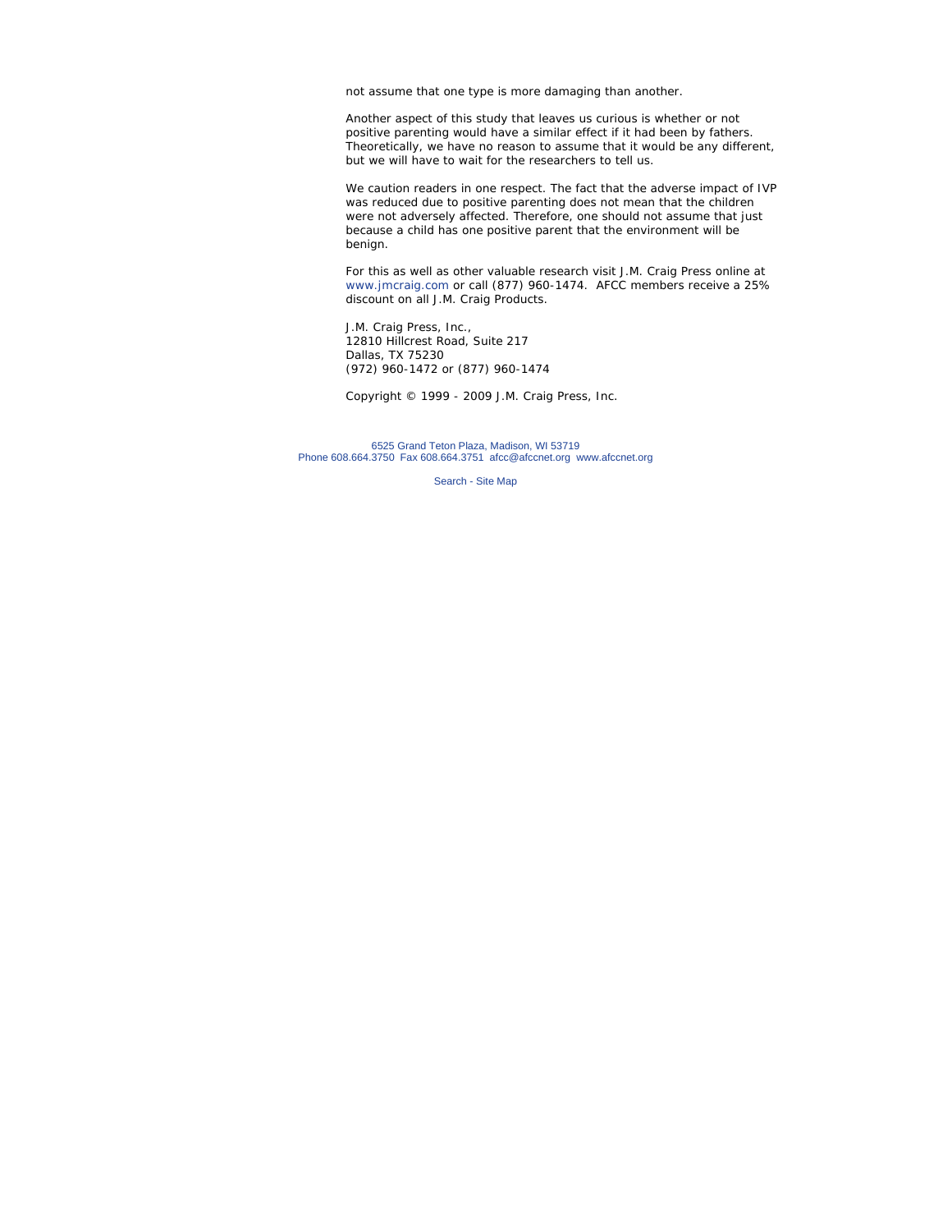not assume that one type is more damaging than another.

Another aspect of this study that leaves us curious is whether or not positive parenting would have a similar effect if it had been by fathers. Theoretically, we have no reason to assume that it would be any different, but we will have to wait for the researchers to tell us.

We caution readers in one respect. The fact that the adverse impact of IVP was reduced due to positive parenting does not mean that the children were not adversely affected. Therefore, one should not assume that just because a child has one positive parent that the environment will be benign.

For this as well as other valuable research visit J.M. Craig Press online at www.jmcraig.com or call (877) 960-1474. AFCC members receive a 25% discount on all J.M. Craig Products.

J.M. Craig Press, Inc.,  
12810 Hillcrest Road, Suite 217  
Dallas, TX 75230  
(972) 960-1472 or (877) 960-1474

Copyright © 1999 - 2009 J.M. Craig Press, Inc.

6525 Grand Teton Plaza, Madison, WI 53719  
Phone 608.664.3750 Fax 608.664.3751 afcc@afccnet.org www.afccnet.org

Search - Site Map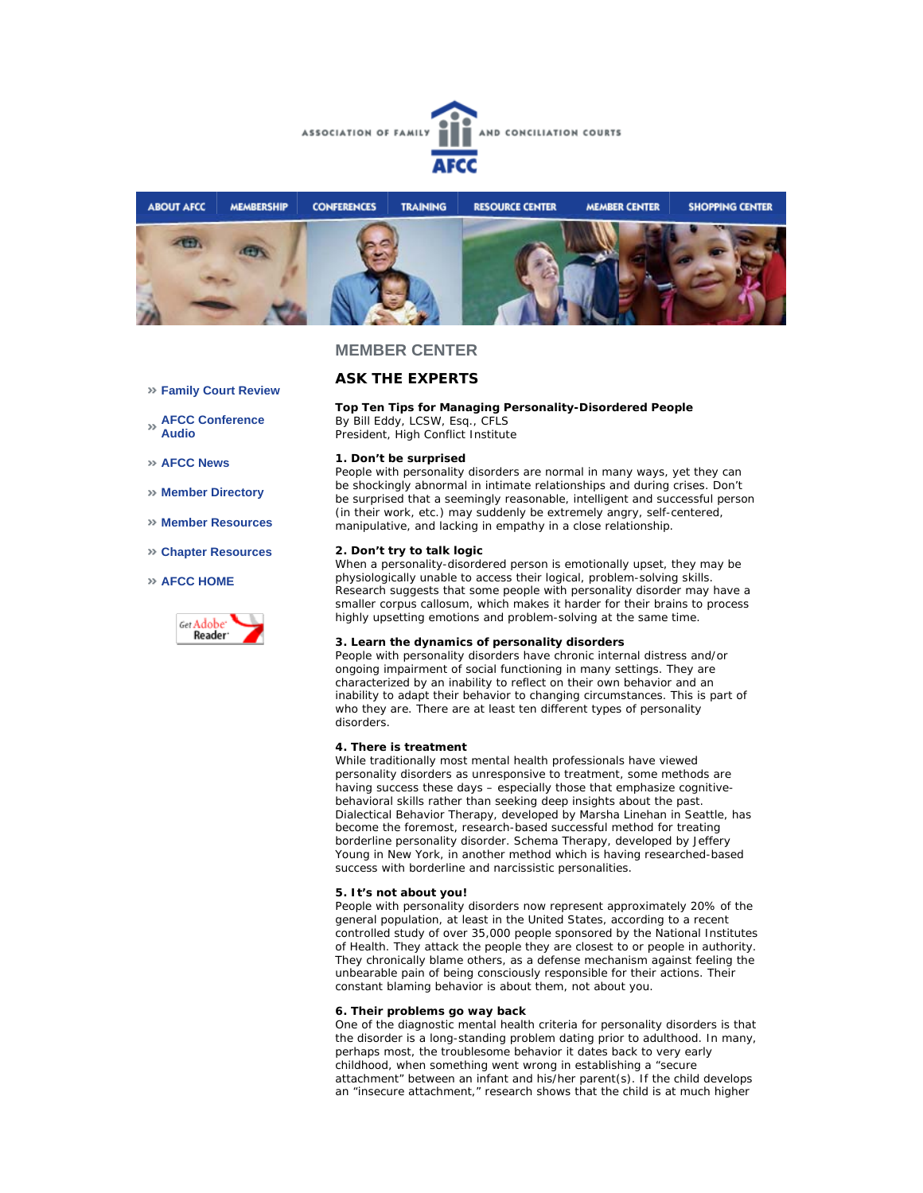ASSOCIATION OF FAMILY AND CONCILIATION COURTS

AFCC

ABOUT AFCC | MEMBERSHIP | CONFERENCES | TRAINING | RESOURCE CENTER | MEMBER CENTER | SHOPPING CENTER

- » Family Court Review
- » AFCC Conference Audio
- » AFCC News
- » Member Directory
- » Member Resources
- » Chapter Resources
- » AFCC HOME

Get Adobe Reader

## MEMBER CENTER

### ASK THE EXPERTS

**Top Ten Tips for Managing Personality-Disordered People**
By Bill Eddy, LCSW, Esq., CFLS
President, High Conflict Institute

**1. Don't be surprised**
People with personality disorders are normal in many ways, yet they can be shockingly abnormal in intimate relationships and during crises. Don't be surprised that a seemingly reasonable, intelligent and successful person (in their work, etc.) may suddenly be extremely angry, self-centered, manipulative, and lacking in empathy in a close relationship.

**2. Don't try to talk logic**
When a personality-disordered person is emotionally upset, they may be physiologically unable to access their logical, problem-solving skills. Research suggests that some people with personality disorder may have a smaller corpus callosum, which makes it harder for their brains to process highly upsetting emotions and problem-solving at the same time.

**3. Learn the dynamics of personality disorders**
People with personality disorders have chronic internal distress and/or ongoing impairment of social functioning in many settings. They are characterized by an inability to reflect on their own behavior and an inability to adapt their behavior to changing circumstances. This is part of who they are. There are at least ten different types of personality disorders.

**4. There is treatment**
While traditionally most mental health professionals have viewed personality disorders as unresponsive to treatment, some methods are having success these days – especially those that emphasize cognitive-behavioral skills rather than seeking deep insights about the past. Dialectical Behavior Therapy, developed by Marsha Linehan in Seattle, has become the foremost, research-based successful method for treating borderline personality disorder. Schema Therapy, developed by Jeffery Young in New York, in another method which is having researched-based success with borderline and narcissistic personalities.

**5. It's not about you!**
People with personality disorders now represent approximately 20% of the general population, at least in the United States, according to a recent controlled study of over 35,000 people sponsored by the National Institutes of Health. They attack the people they are closest to or people in authority. They chronically blame others, as a defense mechanism against feeling the unbearable pain of being consciously responsible for their actions. Their constant blaming behavior is about them, not about you.

**6. Their problems go way back**
One of the diagnostic mental health criteria for personality disorders is that the disorder is a long-standing problem dating prior to adulthood. In many, perhaps most, the troublesome behavior it dates back to very early childhood, when something went wrong in establishing a "secure attachment" between an infant and his/her parent(s). If the child develops an "insecure attachment," research shows that the child is at much higher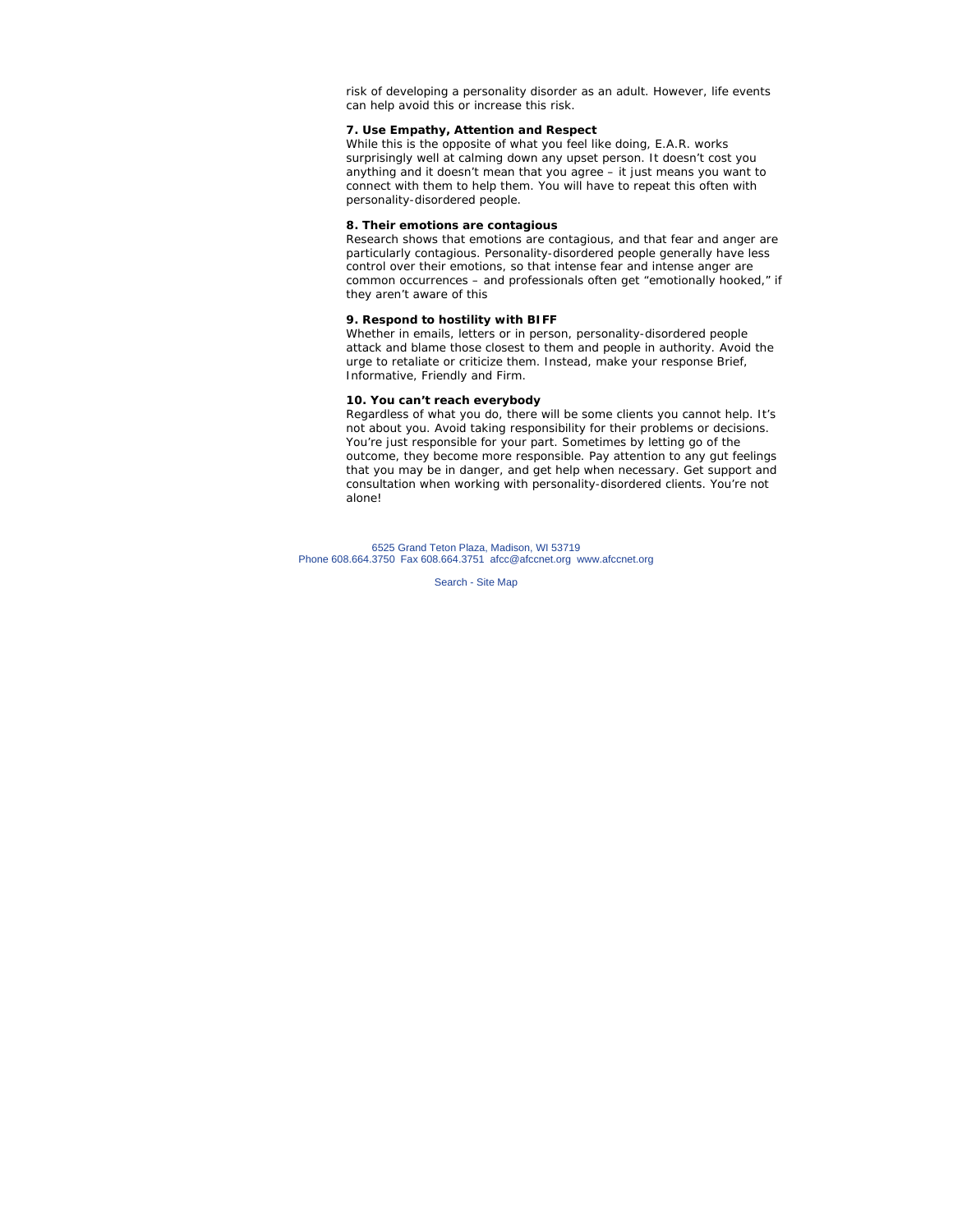risk of developing a personality disorder as an adult. However, life events can help avoid this or increase this risk.

**7. Use Empathy, Attention and Respect**

While this is the opposite of what you feel like doing, E.A.R. works surprisingly well at calming down any upset person. It doesn't cost you anything and it doesn't mean that you agree – it just means you want to connect with them to help them. You will have to repeat this often with personality-disordered people.

**8. Their emotions are contagious**

Research shows that emotions are contagious, and that fear and anger are particularly contagious. Personality-disordered people generally have less control over their emotions, so that intense fear and intense anger are common occurrences – and professionals often get "emotionally hooked," if they aren't aware of this

**9. Respond to hostility with BIFF**

Whether in emails, letters or in person, personality-disordered people attack and blame those closest to them and people in authority. Avoid the urge to retaliate or criticize them. Instead, make your response Brief, Informative, Friendly and Firm.

**10. You can't reach everybody**

Regardless of what you do, there will be some clients you cannot help. It's not about you. Avoid taking responsibility for their problems or decisions. You're just responsible for your part. Sometimes by letting go of the outcome, they become more responsible. Pay attention to any gut feelings that you may be in danger, and get help when necessary. Get support and consultation when working with personality-disordered clients. You're not alone!

6525 Grand Teton Plaza, Madison, WI 53719
Phone 608.664.3750 Fax 608.664.3751 afcc@afccnet.org www.afccnet.org

Search - Site Map